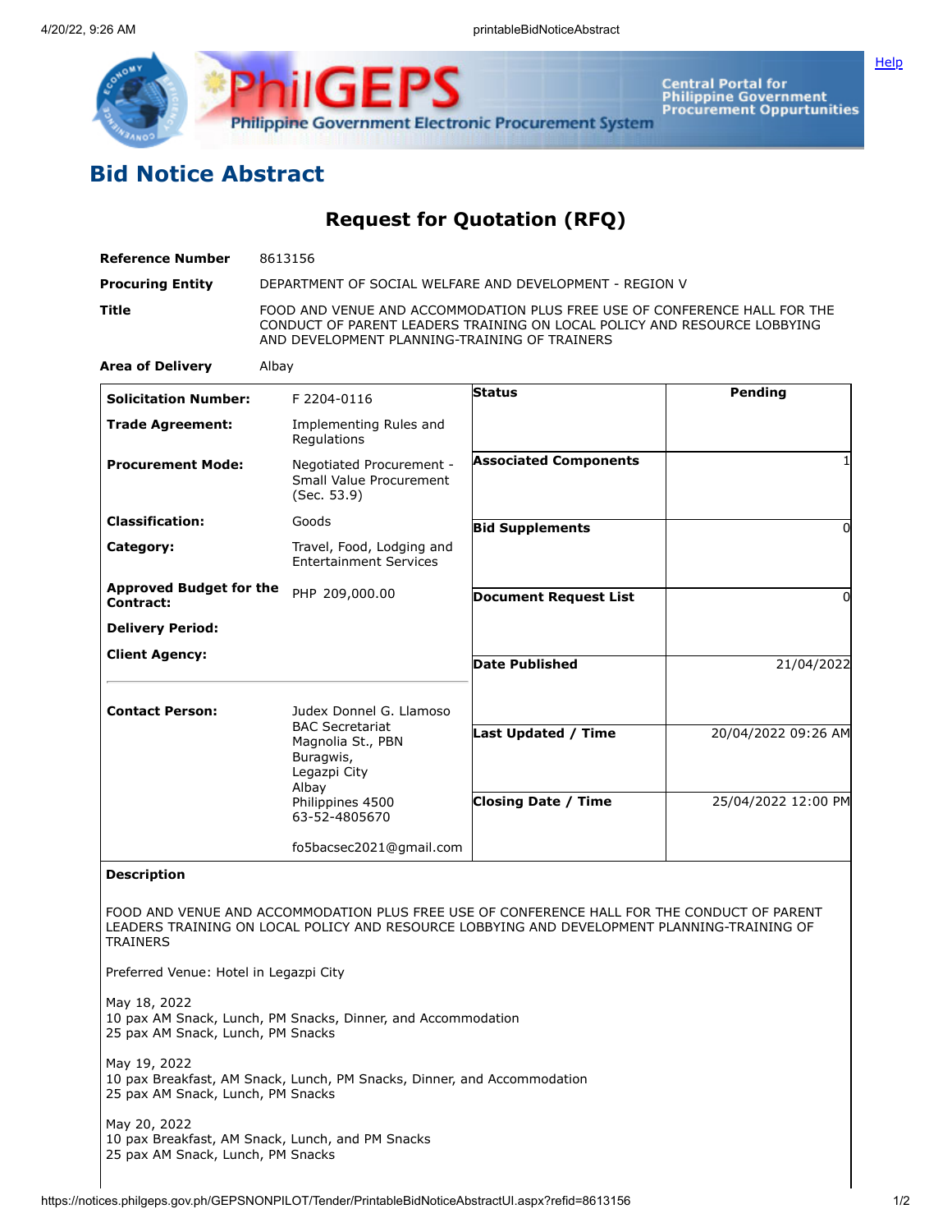# Bid Notice Abstract

## Request for Quotation (RFQ)

| | |
|---|---|
| **Reference Number** | 8613156 |
| **Procuring Entity** | DEPARTMENT OF SOCIAL WELFARE AND DEVELOPMENT - REGION V |
| **Title** | FOOD AND VENUE AND ACCOMMODATION PLUS FREE USE OF CONFERENCE HALL FOR THE CONDUCT OF PARENT LEADERS TRAINING ON LOCAL POLICY AND RESOURCE LOBBYING AND DEVELOPMENT PLANNING-TRAINING OF TRAINERS |
| **Area of Delivery** | Albay |

| | | | |
|---|---|---|---|
| **Solicitation Number:** | F 2204-0116 | **Status** | Pending |
| **Trade Agreement:** | Implementing Rules and Regulations | | |
| **Procurement Mode:** | Negotiated Procurement - Small Value Procurement (Sec. 53.9) | **Associated Components** | 1 |
| **Classification:** | Goods | **Bid Supplements** | 0 |
| **Category:** | Travel, Food, Lodging and Entertainment Services | | |
| **Approved Budget for the Contract:** | PHP 209,000.00 | **Document Request List** | 0 |
| **Delivery Period:** | | | |
| **Client Agency:** | | **Date Published** | 21/04/2022 |
| **Contact Person:** | Judex Donnel G. Llamoso<br>BAC Secretariat<br>Magnolia St., PBN<br>Buragwis,<br>Legazpi City<br>Albay<br>Philippines 4500<br>63-52-4805670<br><br>fo5bacsec2021@gmail.com | **Last Updated / Time** | 20/04/2022 09:26 AM |
| | | **Closing Date / Time** | 25/04/2022 12:00 PM |

**Description**

FOOD AND VENUE AND ACCOMMODATION PLUS FREE USE OF CONFERENCE HALL FOR THE CONDUCT OF PARENT LEADERS TRAINING ON LOCAL POLICY AND RESOURCE LOBBYING AND DEVELOPMENT PLANNING-TRAINING OF TRAINERS

Preferred Venue: Hotel in Legazpi City

May 18, 2022
10 pax AM Snack, Lunch, PM Snacks, Dinner, and Accommodation
25 pax AM Snack, Lunch, PM Snacks

May 19, 2022
10 pax Breakfast, AM Snack, Lunch, PM Snacks, Dinner, and Accommodation
25 pax AM Snack, Lunch, PM Snacks

May 20, 2022
10 pax Breakfast, AM Snack, Lunch, and PM Snacks
25 pax AM Snack, Lunch, PM Snacks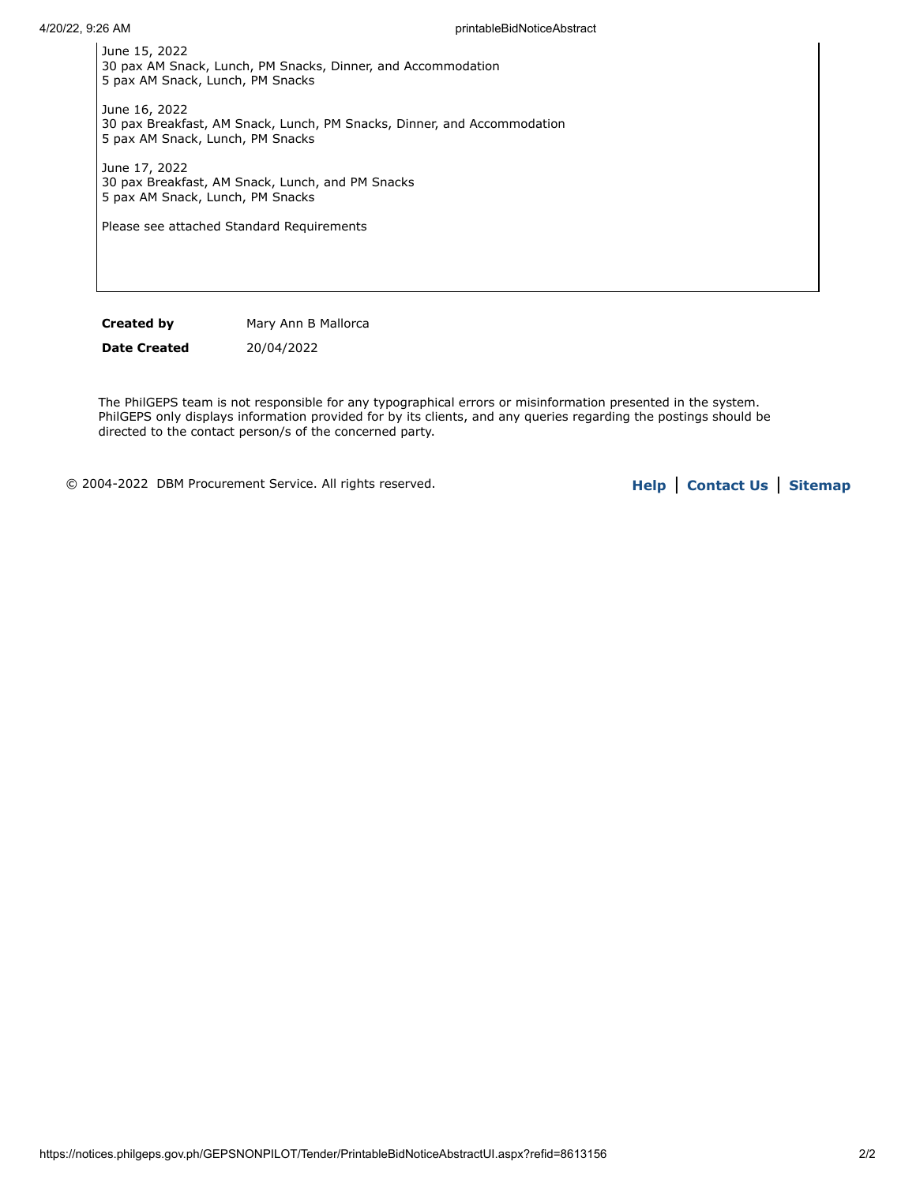June 15, 2022
30 pax AM Snack, Lunch, PM Snacks, Dinner, and Accommodation
5 pax AM Snack, Lunch, PM Snacks

June 16, 2022
30 pax Breakfast, AM Snack, Lunch, PM Snacks, Dinner, and Accommodation
5 pax AM Snack, Lunch, PM Snacks

June 17, 2022
30 pax Breakfast, AM Snack, Lunch, and PM Snacks
5 pax AM Snack, Lunch, PM Snacks

Please see attached Standard Requirements

| | |
|---|---|
| **Created by** | Mary Ann B Mallorca |
| **Date Created** | 20/04/2022 |

The PhilGEPS team is not responsible for any typographical errors or misinformation presented in the system. PhilGEPS only displays information provided for by its clients, and any queries regarding the postings should be directed to the contact person/s of the concerned party.

© 2004-2022 DBM Procurement Service. All rights reserved.

**Help** | **Contact Us** | **Sitemap**